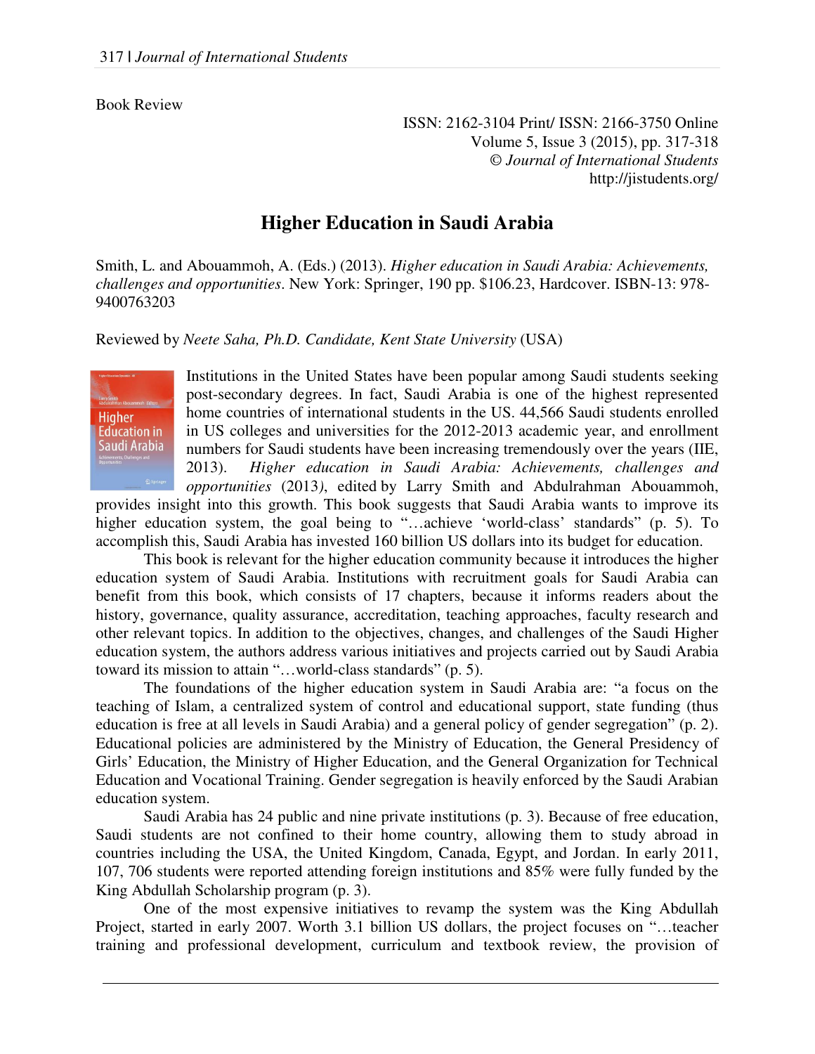Book Review

ISSN: 2162-3104 Print/ ISSN: 2166-3750 Online
Volume 5, Issue 3 (2015), pp. 317-318
© *Journal of International Students*
http://jistudents.org/

# Higher Education in Saudi Arabia

Smith, L. and Abouammoh, A. (Eds.) (2013). *Higher education in Saudi Arabia: Achievements, challenges and opportunities*. New York: Springer, 190 pp. $106.23, Hardcover. ISBN-13: 978-9400763203

Reviewed by *Neete Saha, Ph.D. Candidate, Kent State University* (USA)

Institutions in the United States have been popular among Saudi students seeking post-secondary degrees. In fact, Saudi Arabia is one of the highest represented home countries of international students in the US. 44,566 Saudi students enrolled in US colleges and universities for the 2012-2013 academic year, and enrollment numbers for Saudi students have been increasing tremendously over the years (IIE, 2013). *Higher education in Saudi Arabia: Achievements, challenges and opportunities* (2013*)*, edited by Larry Smith and Abdulrahman Abouammoh, provides insight into this growth. This book suggests that Saudi Arabia wants to improve its higher education system, the goal being to "…achieve 'world-class' standards" (p. 5). To accomplish this, Saudi Arabia has invested 160 billion US dollars into its budget for education.

This book is relevant for the higher education community because it introduces the higher education system of Saudi Arabia. Institutions with recruitment goals for Saudi Arabia can benefit from this book, which consists of 17 chapters, because it informs readers about the history, governance, quality assurance, accreditation, teaching approaches, faculty research and other relevant topics. In addition to the objectives, changes, and challenges of the Saudi Higher education system, the authors address various initiatives and projects carried out by Saudi Arabia toward its mission to attain "…world-class standards" (p. 5).

The foundations of the higher education system in Saudi Arabia are: "a focus on the teaching of Islam, a centralized system of control and educational support, state funding (thus education is free at all levels in Saudi Arabia) and a general policy of gender segregation" (p. 2). Educational policies are administered by the Ministry of Education, the General Presidency of Girls' Education, the Ministry of Higher Education, and the General Organization for Technical Education and Vocational Training. Gender segregation is heavily enforced by the Saudi Arabian education system.

Saudi Arabia has 24 public and nine private institutions (p. 3). Because of free education, Saudi students are not confined to their home country, allowing them to study abroad in countries including the USA, the United Kingdom, Canada, Egypt, and Jordan. In early 2011, 107, 706 students were reported attending foreign institutions and 85% were fully funded by the King Abdullah Scholarship program (p. 3).

One of the most expensive initiatives to revamp the system was the King Abdullah Project, started in early 2007. Worth 3.1 billion US dollars, the project focuses on "…teacher training and professional development, curriculum and textbook review, the provision of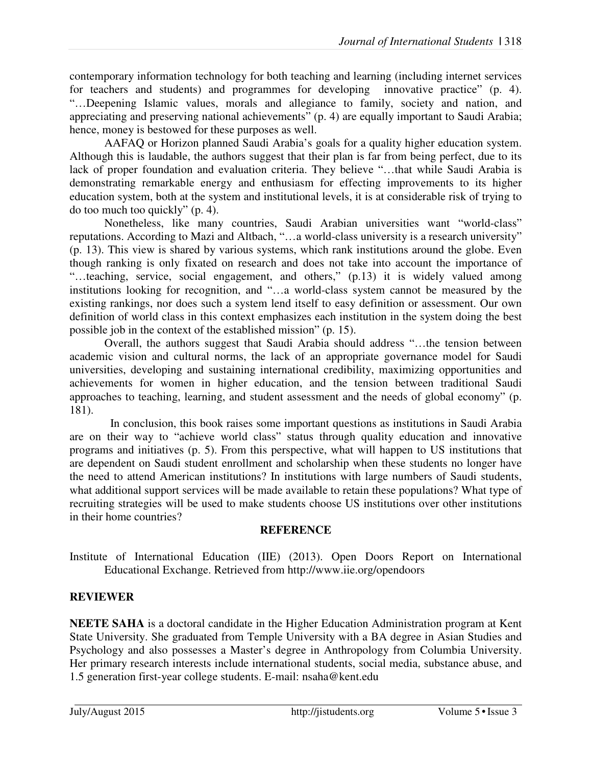contemporary information technology for both teaching and learning (including internet services for teachers and students) and programmes for developing innovative practice" (p. 4). "…Deepening Islamic values, morals and allegiance to family, society and nation, and appreciating and preserving national achievements" (p. 4) are equally important to Saudi Arabia; hence, money is bestowed for these purposes as well.

AAFAQ or Horizon planned Saudi Arabia's goals for a quality higher education system. Although this is laudable, the authors suggest that their plan is far from being perfect, due to its lack of proper foundation and evaluation criteria. They believe "…that while Saudi Arabia is demonstrating remarkable energy and enthusiasm for effecting improvements to its higher education system, both at the system and institutional levels, it is at considerable risk of trying to do too much too quickly" (p. 4).

Nonetheless, like many countries, Saudi Arabian universities want "world-class" reputations. According to Mazi and Altbach, "…a world-class university is a research university" (p. 13). This view is shared by various systems, which rank institutions around the globe. Even though ranking is only fixated on research and does not take into account the importance of "…teaching, service, social engagement, and others," (p.13) it is widely valued among institutions looking for recognition, and "…a world-class system cannot be measured by the existing rankings, nor does such a system lend itself to easy definition or assessment. Our own definition of world class in this context emphasizes each institution in the system doing the best possible job in the context of the established mission" (p. 15).

Overall, the authors suggest that Saudi Arabia should address "…the tension between academic vision and cultural norms, the lack of an appropriate governance model for Saudi universities, developing and sustaining international credibility, maximizing opportunities and achievements for women in higher education, and the tension between traditional Saudi approaches to teaching, learning, and student assessment and the needs of global economy" (p. 181).

In conclusion, this book raises some important questions as institutions in Saudi Arabia are on their way to "achieve world class" status through quality education and innovative programs and initiatives (p. 5). From this perspective, what will happen to US institutions that are dependent on Saudi student enrollment and scholarship when these students no longer have the need to attend American institutions? In institutions with large numbers of Saudi students, what additional support services will be made available to retain these populations? What type of recruiting strategies will be used to make students choose US institutions over other institutions in their home countries?

## REFERENCE

Institute of International Education (IIE) (2013). Open Doors Report on International Educational Exchange. Retrieved from http://www.iie.org/opendoors

## REVIEWER

**NEETE SAHA** is a doctoral candidate in the Higher Education Administration program at Kent State University. She graduated from Temple University with a BA degree in Asian Studies and Psychology and also possesses a Master's degree in Anthropology from Columbia University. Her primary research interests include international students, social media, substance abuse, and 1.5 generation first-year college students. E-mail: nsaha@kent.edu